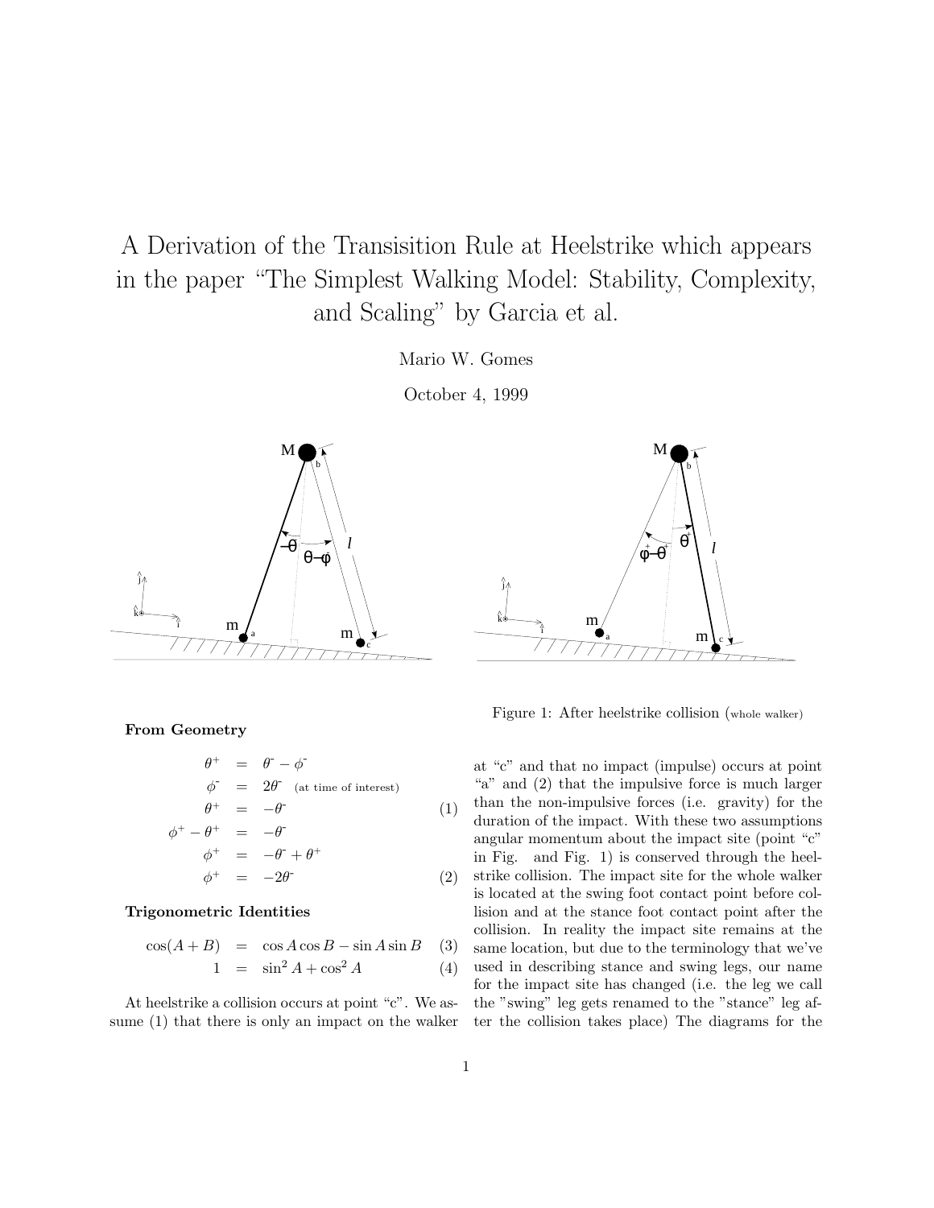# A Derivation of the Transisition Rule at Heelstrike which appears in the paper "The Simplest Walking Model: Stability, Complexity, and Scaling" by Garcia et al.

Mario W. Gomes

October 4, 1999

Figure 1: After heelstrike collision (whole walker)

**From Geometry**

$$\theta^{+} = \theta^{-} - \phi^{-}$$

$$\phi^{-} = 2\theta^{-} \quad \text{(at time of interest)}$$

$$\theta^{+} = -\theta^{-} \tag{1}$$

$$\phi^{+} - \theta^{+} = -\theta^{-}$$

$$\phi^{+} = -\theta^{-} + \theta^{+}$$

$$\phi^{+} = -2\theta^{-} \tag{2}$$

**Trigonometric Identities**

$$\cos(A + B) = \cos A \cos B - \sin A \sin B \tag{3}$$

$$1 = \sin^2 A + \cos^2 A \tag{4}$$

At heelstrike a collision occurs at point "c". We assume (1) that there is only an impact on the walker at "c" and that no impact (impulse) occurs at point "a" and (2) that the impulsive force is much larger than the non-impulsive forces (i.e. gravity) for the duration of the impact. With these two assumptions angular momentum about the impact site (point "c" in Fig. and Fig. 1) is conserved through the heelstrike collision. The impact site for the whole walker is located at the swing foot contact point before collision and at the stance foot contact point after the collision. In reality the impact site remains at the same location, but due to the terminology that we've used in describing stance and swing legs, our name for the impact site has changed (i.e. the leg we call the "swing" leg gets renamed to the "stance" leg after the collision takes place) The diagrams for the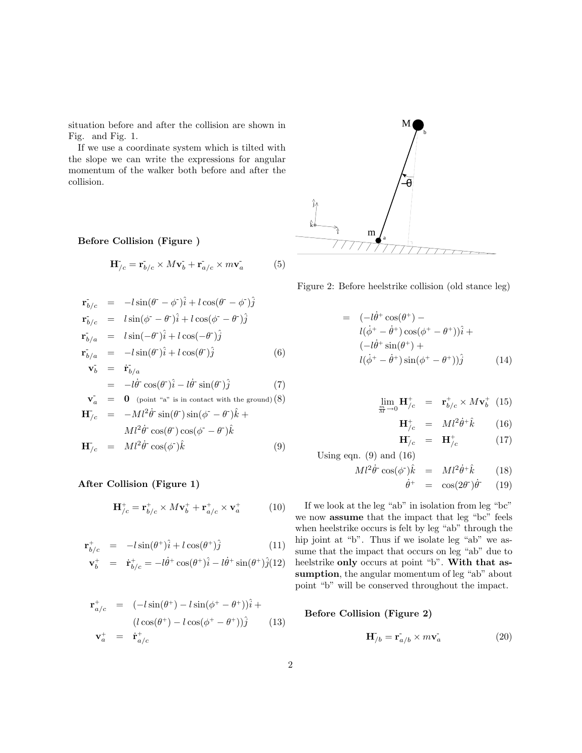situation before and after the collision are shown in Fig. and Fig. 1.

If we use a coordinate system which is tilted with the slope we can write the expressions for angular momentum of the walker both before and after the collision.

**Before Collision (Figure )**

$$\mathbf{H}^{-}_{/c} = \mathbf{r}^{-}_{b/c} \times M\mathbf{v}^{-}_{b} + \mathbf{r}^{-}_{a/c} \times m\mathbf{v}^{-}_{a} \tag{5}$$

$$\begin{aligned}
\mathbf{r}^{-}_{b/c} &= -l\sin(\theta^{-} - \phi^{-})\hat{\imath} + l\cos(\theta^{-} - \phi^{-})\hat{\jmath} \\
\mathbf{r}^{-}_{b/c} &= l\sin(\phi^{-} - \theta^{-})\hat{\imath} + l\cos(\phi^{-} - \theta^{-})\hat{\jmath} \\
\mathbf{r}^{-}_{b/a} &= l\sin(-\theta^{-})\hat{\imath} + l\cos(-\theta^{-})\hat{\jmath} \\
\mathbf{r}^{-}_{b/a} &= -l\sin(\theta^{-})\hat{\imath} + l\cos(\theta^{-})\hat{\jmath} \qquad (6) \\
\mathbf{v}^{-}_{b} &= \dot{\mathbf{r}}^{-}_{b/a} \\
&= -l\dot{\theta}^{-}\cos(\theta^{-})\hat{\imath} - l\dot{\theta}^{-}\sin(\theta^{-})\hat{\jmath} \qquad (7) \\
\mathbf{v}^{-}_{a} &= \mathbf{0} \quad \text{(point "a" is in contact with the ground)} \qquad (8) \\
\mathbf{H}^{-}_{/c} &= -Ml^2\dot{\theta}^{-}\sin(\theta^{-})\sin(\phi^{-} - \theta^{-})\hat{k} + \\
&\quad Ml^2\dot{\theta}^{-}\cos(\theta^{-})\cos(\phi^{-} - \theta^{-})\hat{k} \\
\mathbf{H}^{-}_{/c} &= Ml^2\dot{\theta}^{-}\cos(\phi^{-})\hat{k} \qquad (9)
\end{aligned}$$

**After Collision (Figure 1)**

$$\mathbf{H}^{+}_{/c} = \mathbf{r}^{+}_{b/c} \times M\mathbf{v}^{+}_{b} + \mathbf{r}^{+}_{a/c} \times \mathbf{v}^{+}_{a} \tag{10}$$

$$\begin{aligned}
\mathbf{r}^{+}_{b/c} &= -l\sin(\theta^{+})\hat{\imath} + l\cos(\theta^{+})\hat{\jmath} \qquad (11) \\
\mathbf{v}^{+}_{b} &= \dot{\mathbf{r}}^{+}_{b/c} = -l\dot{\theta}^{+}\cos(\theta^{+})\hat{\imath} - l\dot{\theta}^{+}\sin(\theta^{+})\hat{\jmath} \qquad (12)
\end{aligned}$$

$$\begin{aligned}
\mathbf{r}^{+}_{a/c} &= (-l\sin(\theta^{+}) - l\sin(\phi^{+} - \theta^{+}))\hat{\imath} + \\
&\quad (l\cos(\theta^{+}) - l\cos(\phi^{+} - \theta^{+}))\hat{\jmath} \qquad (13) \\
\mathbf{v}^{+}_{a} &= \dot{\mathbf{r}}^{+}_{a/c}
\end{aligned}$$

Figure 2: Before heelstrike collision (old stance leg)

$$\begin{aligned}
&= (-l\dot{\theta}^{+}\cos(\theta^{+}) - \\
&\quad l(\dot{\phi}^{+} - \dot{\theta}^{+})\cos(\phi^{+} - \theta^{+}))\hat{\imath} + \\
&\quad (-l\dot{\theta}^{+}\sin(\theta^{+}) + \\
&\quad l(\dot{\phi}^{+} - \dot{\theta}^{+})\sin(\phi^{+} - \theta^{+}))\hat{\jmath} \qquad (14)
\end{aligned}$$

$$\begin{aligned}
\lim_{\frac{m}{M}\to 0}\mathbf{H}^{+}_{/c} &= \mathbf{r}^{+}_{b/c} \times M\mathbf{v}^{+}_{b} \qquad (15) \\
\mathbf{H}^{+}_{/c} &= Ml^2\dot{\theta}^{+}\hat{k} \qquad (16) \\
\mathbf{H}^{-}_{/c} &= \mathbf{H}^{+}_{/c} \qquad (17)
\end{aligned}$$

Using eqn. (9) and (16)

$$\begin{aligned}
Ml^2\dot{\theta}^{-}\cos(\phi^{-})\hat{k} &= Ml^2\dot{\theta}^{+}\hat{k} \qquad (18) \\
\dot{\theta}^{+} &= \cos(2\theta^{-})\dot{\theta}^{-} \qquad (19)
\end{aligned}$$

If we look at the leg "ab" in isolation from leg "bc" we now **assume** that the impact that leg "bc" feels when heelstrike occurs is felt by leg "ab" through the hip joint at "b". Thus if we isolate leg "ab" we assume that the impact that occurs on leg "ab" due to heelstrike **only** occurs at point "b". **With that assumption**, the angular momentum of leg "ab" about point "b" will be conserved throughout the impact.

**Before Collision (Figure 2)**

$$\mathbf{H}^{-}_{/b} = \mathbf{r}^{-}_{a/b} \times m\mathbf{v}^{-}_{a} \tag{20}$$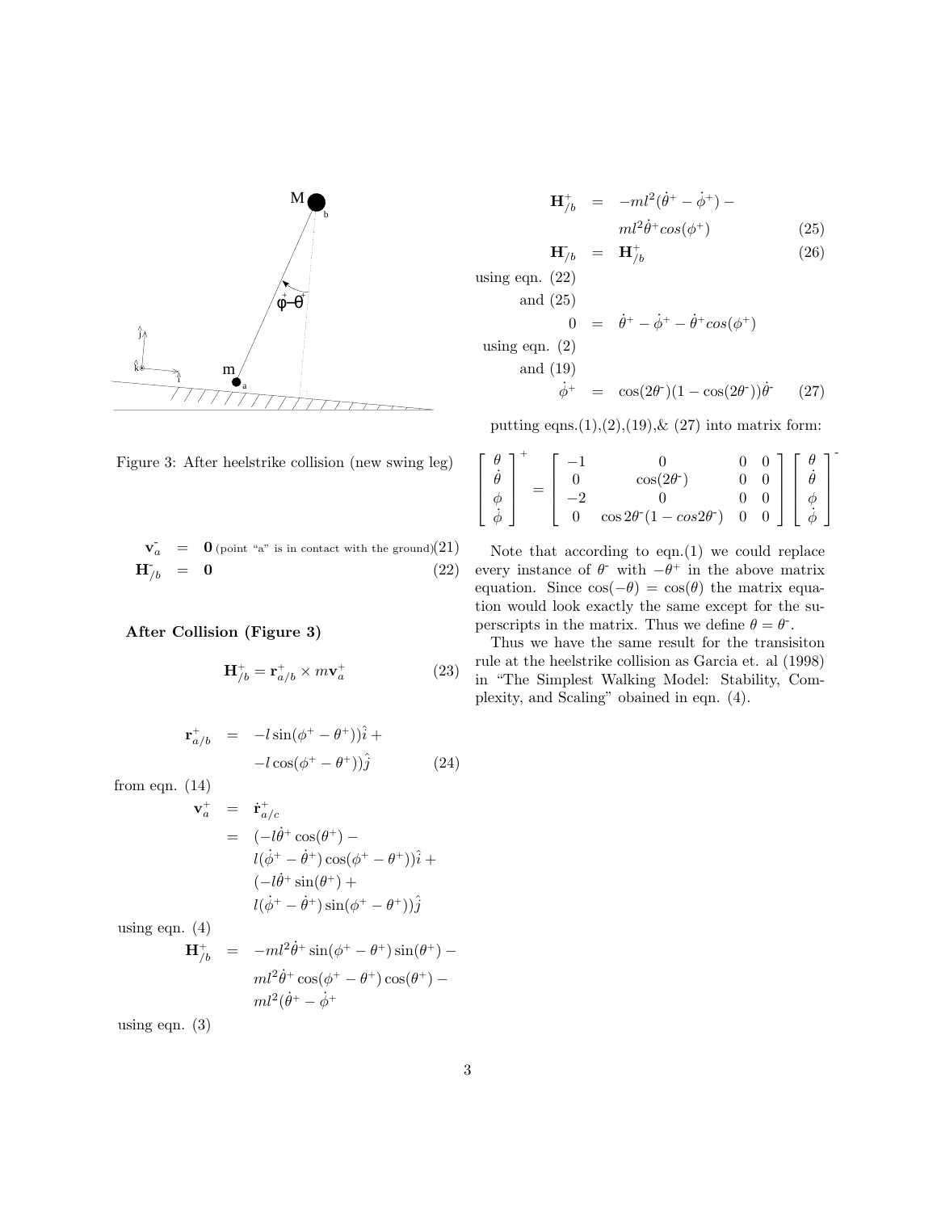Figure 3: After heelstrike collision (new swing leg)

$$\mathbf{v}_a^- = \mathbf{0} \text{ (point "a" is in contact with the ground)} \quad (21)$$

$$\mathbf{H}_{/b}^- = \mathbf{0} \quad (22)$$

**After Collision (Figure 3)**

$$\mathbf{H}_{/b}^+ = \mathbf{r}_{a/b}^+ \times m\mathbf{v}_a^+ \quad (23)$$

$$\mathbf{r}_{a/b}^+ = -l\sin(\phi^+ - \theta^+))\hat{\imath} + -l\cos(\phi^+ - \theta^+))\hat{\jmath} \quad (24)$$

from eqn. (14)

$$\begin{aligned}
\mathbf{v}_a^+ &= \dot{\mathbf{r}}_{a/c}^+ \\
&= (-l\dot{\theta}^+\cos(\theta^+) - l(\dot{\phi}^+ - \dot{\theta}^+)\cos(\phi^+ - \theta^+))\hat{\imath} + \\
&\quad (-l\dot{\theta}^+\sin(\theta^+) + l(\dot{\phi}^+ - \dot{\theta}^+)\sin(\phi^+ - \theta^+))\hat{\jmath}
\end{aligned}$$

using eqn. (4)

$$\begin{aligned}
\mathbf{H}_{/b}^+ &= -ml^2\dot{\theta}^+\sin(\phi^+ - \theta^+)\sin(\theta^+) - \\
&\quad ml^2\dot{\theta}^+\cos(\phi^+ - \theta^+)\cos(\theta^+) - \\
&\quad ml^2(\dot{\theta}^+ - \dot{\phi}^+
\end{aligned}$$

using eqn. (3)

$$\mathbf{H}_{/b}^+ = -ml^2(\dot{\theta}^+ - \dot{\phi}^+) - ml^2\dot{\theta}^+ cos(\phi^+) \quad (25)$$

$$\mathbf{H}_{/b}^- = \mathbf{H}_{/b}^+ \quad (26)$$

using eqn. (22) and (25)

$$0 = \dot{\theta}^+ - \dot{\phi}^+ - \dot{\theta}^+ cos(\phi^+)$$

using eqn. (2) and (19)

$$\dot{\phi}^+ = \cos(2\theta^-)(1 - \cos(2\theta^-))\dot{\theta}^- \quad (27)$$

putting eqns.(1),(2),(19),& (27) into matrix form:

$$\begin{bmatrix} \theta \\ \dot{\theta} \\ \phi \\ \dot{\phi} \end{bmatrix}^+ = \begin{bmatrix} -1 & 0 & 0 & 0 \\ 0 & \cos(2\theta^-) & 0 & 0 \\ -2 & 0 & 0 & 0 \\ 0 & \cos 2\theta^-(1 - cos2\theta^-) & 0 & 0 \end{bmatrix} \begin{bmatrix} \theta \\ \dot{\theta} \\ \phi \\ \dot{\phi} \end{bmatrix}^-$$

Note that according to eqn.(1) we could replace every instance of $\theta^-$ with $-\theta^+$ in the above matrix equation. Since $\cos(-\theta) = \cos(\theta)$ the matrix equation would look exactly the same except for the superscripts in the matrix. Thus we define $\theta = \theta^-$.

Thus we have the same result for the transisiton rule at the heelstrike collision as Garcia et. al (1998) in "The Simplest Walking Model: Stability, Complexity, and Scaling" obained in eqn. (4).